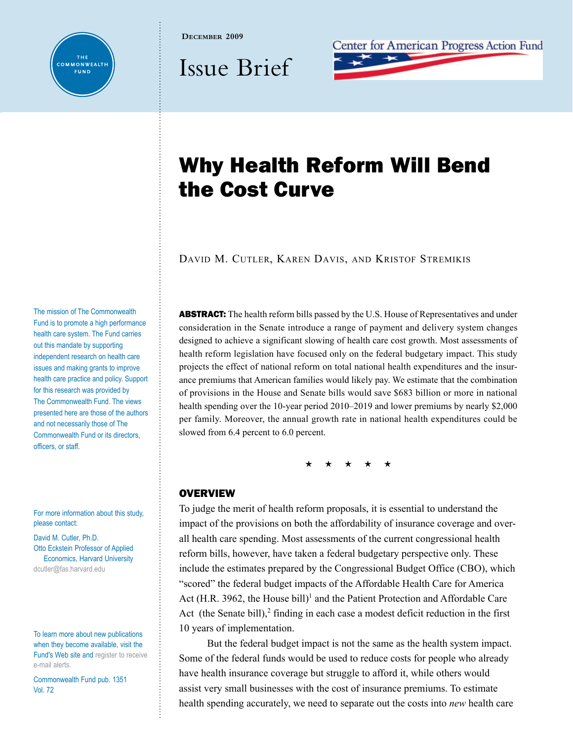The Commonwealth Fund

December 2009

# Issue Brief

Center for American Progress Action Fund

# Why Health Reform Will Bend the Cost Curve

David M. Cutler, Karen Davis, and Kristof Stremikis

**ABSTRACT:** The health reform bills passed by the U.S. House of Representatives and under consideration in the Senate introduce a range of payment and delivery system changes designed to achieve a significant slowing of health care cost growth. Most assessments of health reform legislation have focused only on the federal budgetary impact. This study projects the effect of national reform on total national health expenditures and the insurance premiums that American families would likely pay. We estimate that the combination of provisions in the House and Senate bills would save $683 billion or more in national health spending over the 10-year period 2010–2019 and lower premiums by nearly $2,000 per family. Moreover, the annual growth rate in national health expenditures could be slowed from 6.4 percent to 6.0 percent.

★ ★ ★ ★ ★

## OVERVIEW

To judge the merit of health reform proposals, it is essential to understand the impact of the provisions on both the affordability of insurance coverage and overall health care spending. Most assessments of the current congressional health reform bills, however, have taken a federal budgetary perspective only. These include the estimates prepared by the Congressional Budget Office (CBO), which "scored" the federal budget impacts of the Affordable Health Care for America Act (H.R. 3962, the House bill)[1] and the Patient Protection and Affordable Care Act (the Senate bill),[2] finding in each case a modest deficit reduction in the first 10 years of implementation.

But the federal budget impact is not the same as the health system impact. Some of the federal funds would be used to reduce costs for people who already have health insurance coverage but struggle to afford it, while others would assist very small businesses with the cost of insurance premiums. To estimate health spending accurately, we need to separate out the costs into *new* health care

The mission of The Commonwealth Fund is to promote a high performance health care system. The Fund carries out this mandate by supporting independent research on health care issues and making grants to improve health care practice and policy. Support for this research was provided by The Commonwealth Fund. The views presented here are those of the authors and not necessarily those of The Commonwealth Fund or its directors, officers, or staff.

For more information about this study, please contact:

David M. Cutler, Ph.D.
Otto Eckstein Professor of Applied Economics, Harvard University
dcutler@fas.harvard.edu

To learn more about new publications when they become available, visit the Fund's Web site and register to receive e-mail alerts.

Commonwealth Fund pub. 1351
Vol. 72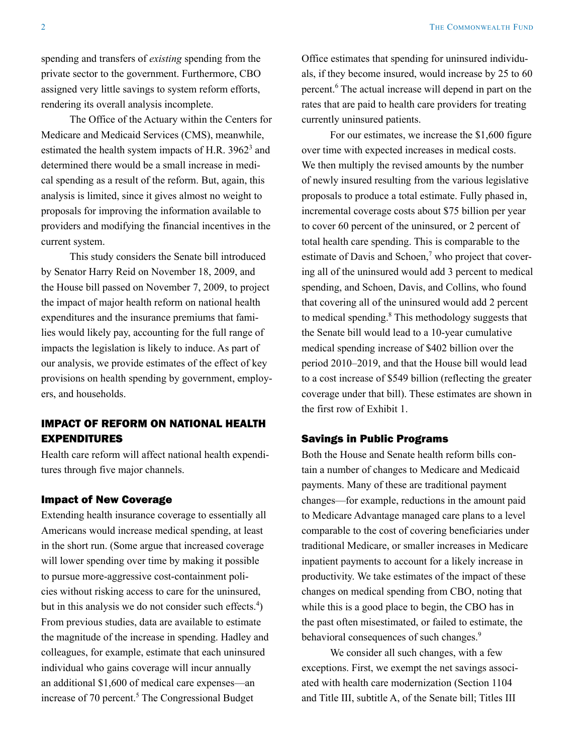spending and transfers of *existing* spending from the private sector to the government. Furthermore, CBO assigned very little savings to system reform efforts, rendering its overall analysis incomplete.

The Office of the Actuary within the Centers for Medicare and Medicaid Services (CMS), meanwhile, estimated the health system impacts of H.R. 3962[3] and determined there would be a small increase in medical spending as a result of the reform. But, again, this analysis is limited, since it gives almost no weight to proposals for improving the information available to providers and modifying the financial incentives in the current system.

This study considers the Senate bill introduced by Senator Harry Reid on November 18, 2009, and the House bill passed on November 7, 2009, to project the impact of major health reform on national health expenditures and the insurance premiums that families would likely pay, accounting for the full range of impacts the legislation is likely to induce. As part of our analysis, we provide estimates of the effect of key provisions on health spending by government, employers, and households.

## IMPACT OF REFORM ON NATIONAL HEALTH EXPENDITURES

Health care reform will affect national health expenditures through five major channels.

### Impact of New Coverage

Extending health insurance coverage to essentially all Americans would increase medical spending, at least in the short run. (Some argue that increased coverage will lower spending over time by making it possible to pursue more-aggressive cost-containment policies without risking access to care for the uninsured, but in this analysis we do not consider such effects.[4]) From previous studies, data are available to estimate the magnitude of the increase in spending. Hadley and colleagues, for example, estimate that each uninsured individual who gains coverage will incur annually an additional $1,600 of medical care expenses—an increase of 70 percent.[5] The Congressional Budget Office estimates that spending for uninsured individuals, if they become insured, would increase by 25 to 60 percent.[6] The actual increase will depend in part on the rates that are paid to health care providers for treating currently uninsured patients.

For our estimates, we increase the $1,600 figure over time with expected increases in medical costs. We then multiply the revised amounts by the number of newly insured resulting from the various legislative proposals to produce a total estimate. Fully phased in, incremental coverage costs about $75 billion per year to cover 60 percent of the uninsured, or 2 percent of total health care spending. This is comparable to the estimate of Davis and Schoen,[7] who project that covering all of the uninsured would add 3 percent to medical spending, and Schoen, Davis, and Collins, who found that covering all of the uninsured would add 2 percent to medical spending.[8] This methodology suggests that the Senate bill would lead to a 10-year cumulative medical spending increase of $402 billion over the period 2010–2019, and that the House bill would lead to a cost increase of $549 billion (reflecting the greater coverage under that bill). These estimates are shown in the first row of Exhibit 1.

### Savings in Public Programs

Both the House and Senate health reform bills contain a number of changes to Medicare and Medicaid payments. Many of these are traditional payment changes—for example, reductions in the amount paid to Medicare Advantage managed care plans to a level comparable to the cost of covering beneficiaries under traditional Medicare, or smaller increases in Medicare inpatient payments to account for a likely increase in productivity. We take estimates of the impact of these changes on medical spending from CBO, noting that while this is a good place to begin, the CBO has in the past often misestimated, or failed to estimate, the behavioral consequences of such changes.[9]

We consider all such changes, with a few exceptions. First, we exempt the net savings associated with health care modernization (Section 1104 and Title III, subtitle A, of the Senate bill; Titles III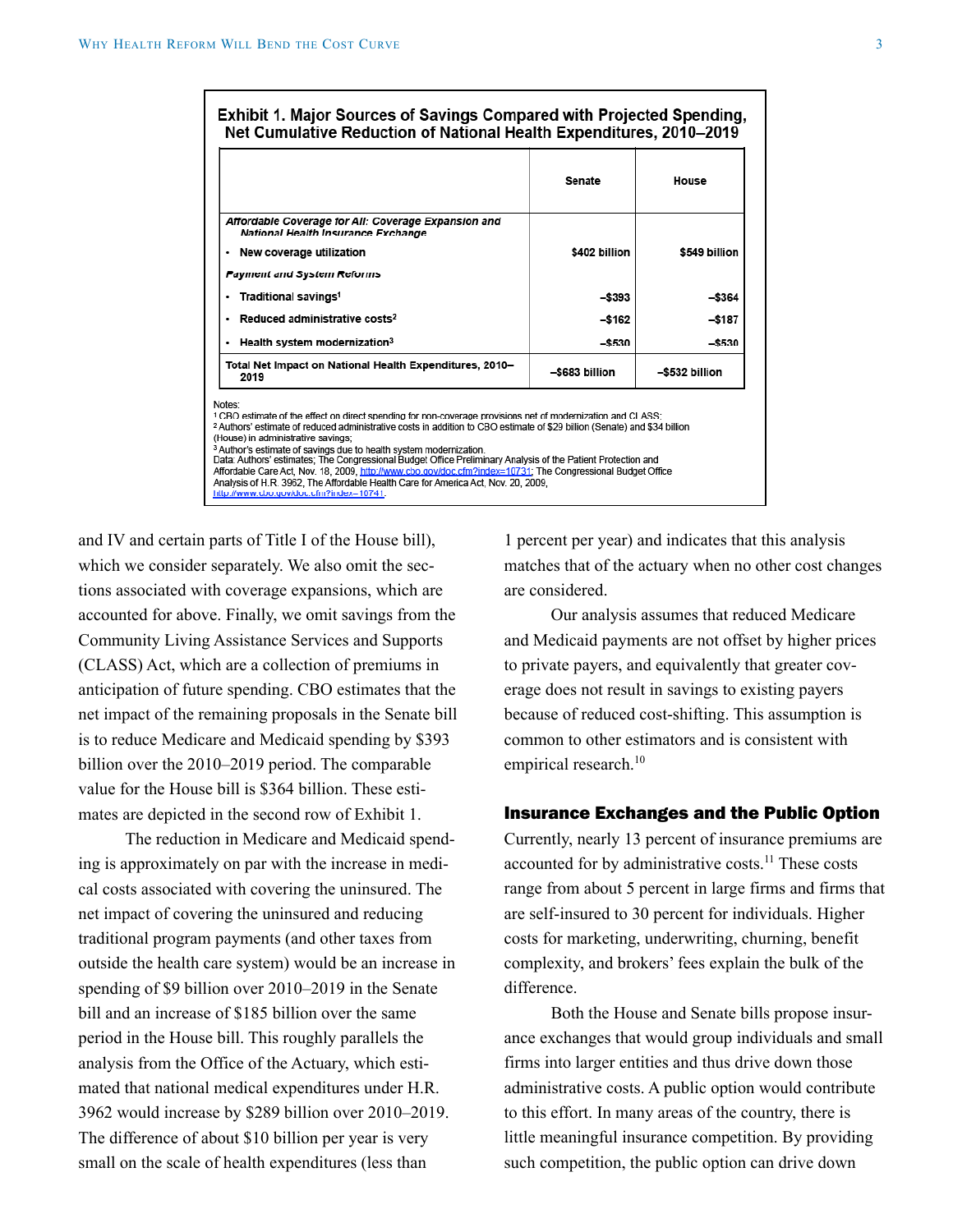**Exhibit 1. Major Sources of Savings Compared with Projected Spending, Net Cumulative Reduction of National Health Expenditures, 2010–2019**

| | Senate | House |
|---|---|---|
| *Affordable Coverage for All: Coverage Expansion and National Health Insurance Exchange* | | |
| • New coverage utilization | $402 billion | $549 billion |
| *Payment and System Reforms* | | |
| • Traditional savings[1] | –$393 | –$364 |
| • Reduced administrative costs[2] | –$162 | –$187 |
| • Health system modernization[3] | –$530 | –$530 |
| Total Net Impact on National Health Expenditures, 2010–2019 | –$683 billion | –$532 billion |

Notes:
[1] CBO estimate of the effect on direct spending for non-coverage provisions net of modernization and CLASS;
[2] Authors' estimate of reduced administrative costs in addition to CBO estimate of $29 billion (Senate) and $34 billion (House) in administrative savings;
[3] Author's estimate of savings due to health system modernization.
Data: Authors' estimates; The Congressional Budget Office Preliminary Analysis of the Patient Protection and Affordable Care Act, Nov. 18, 2009, http://www.cbo.gov/doc.cfm?index=10731; The Congressional Budget Office Analysis of H.R. 3962, The Affordable Health Care for America Act, Nov. 20, 2009, http://www.cbo.gov/doc.cfm?index=10741.

and IV and certain parts of Title I of the House bill), which we consider separately. We also omit the sections associated with coverage expansions, which are accounted for above. Finally, we omit savings from the Community Living Assistance Services and Supports (CLASS) Act, which are a collection of premiums in anticipation of future spending. CBO estimates that the net impact of the remaining proposals in the Senate bill is to reduce Medicare and Medicaid spending by $393 billion over the 2010–2019 period. The comparable value for the House bill is $364 billion. These estimates are depicted in the second row of Exhibit 1.

The reduction in Medicare and Medicaid spending is approximately on par with the increase in medical costs associated with covering the uninsured. The net impact of covering the uninsured and reducing traditional program payments (and other taxes from outside the health care system) would be an increase in spending of $9 billion over 2010–2019 in the Senate bill and an increase of $185 billion over the same period in the House bill. This roughly parallels the analysis from the Office of the Actuary, which estimated that national medical expenditures under H.R. 3962 would increase by $289 billion over 2010–2019. The difference of about $10 billion per year is very small on the scale of health expenditures (less than 1 percent per year) and indicates that this analysis matches that of the actuary when no other cost changes are considered.

Our analysis assumes that reduced Medicare and Medicaid payments are not offset by higher prices to private payers, and equivalently that greater coverage does not result in savings to existing payers because of reduced cost-shifting. This assumption is common to other estimators and is consistent with empirical research.[10]

## Insurance Exchanges and the Public Option

Currently, nearly 13 percent of insurance premiums are accounted for by administrative costs.[11] These costs range from about 5 percent in large firms and firms that are self-insured to 30 percent for individuals. Higher costs for marketing, underwriting, churning, benefit complexity, and brokers' fees explain the bulk of the difference.

Both the House and Senate bills propose insurance exchanges that would group individuals and small firms into larger entities and thus drive down those administrative costs. A public option would contribute to this effort. In many areas of the country, there is little meaningful insurance competition. By providing such competition, the public option can drive down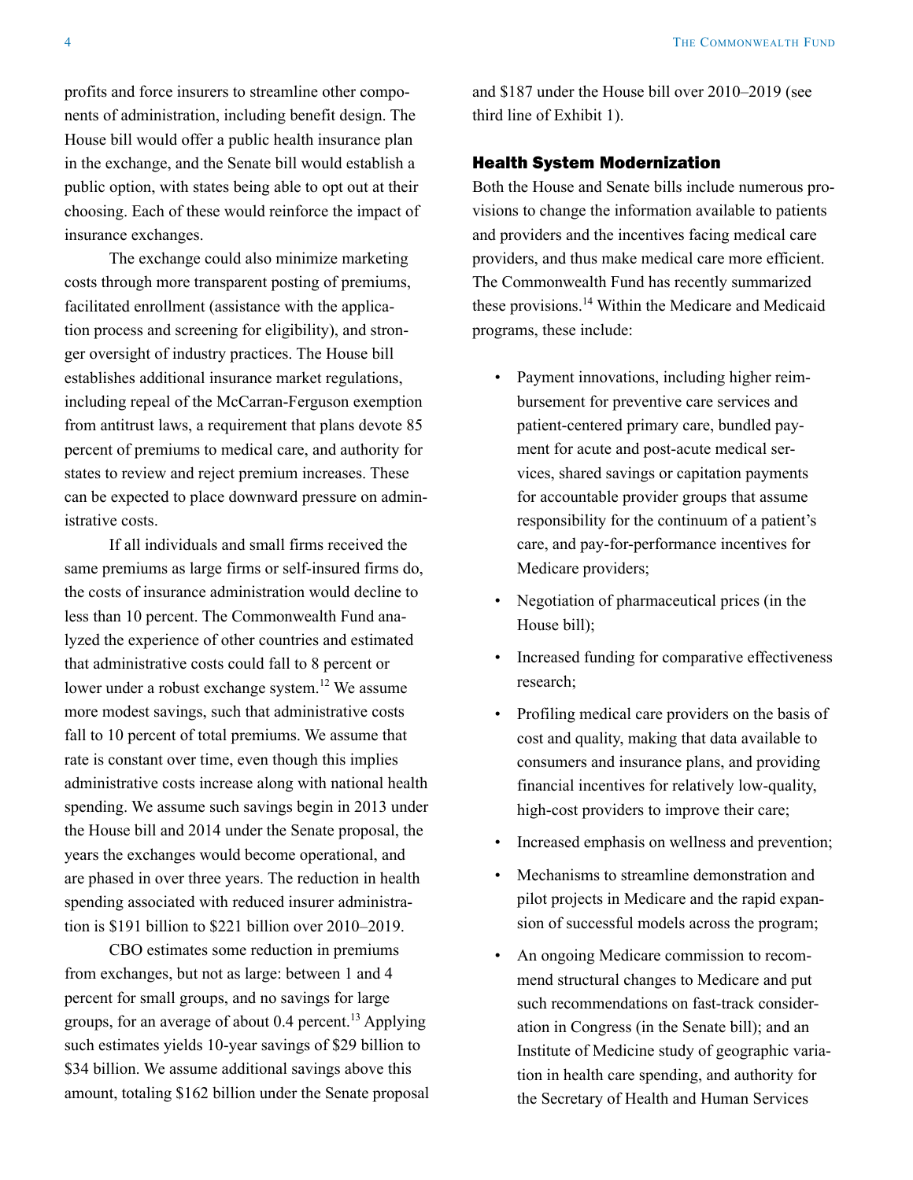profits and force insurers to streamline other components of administration, including benefit design. The House bill would offer a public health insurance plan in the exchange, and the Senate bill would establish a public option, with states being able to opt out at their choosing. Each of these would reinforce the impact of insurance exchanges.

The exchange could also minimize marketing costs through more transparent posting of premiums, facilitated enrollment (assistance with the application process and screening for eligibility), and stronger oversight of industry practices. The House bill establishes additional insurance market regulations, including repeal of the McCarran-Ferguson exemption from antitrust laws, a requirement that plans devote 85 percent of premiums to medical care, and authority for states to review and reject premium increases. These can be expected to place downward pressure on administrative costs.

If all individuals and small firms received the same premiums as large firms or self-insured firms do, the costs of insurance administration would decline to less than 10 percent. The Commonwealth Fund analyzed the experience of other countries and estimated that administrative costs could fall to 8 percent or lower under a robust exchange system.[12] We assume more modest savings, such that administrative costs fall to 10 percent of total premiums. We assume that rate is constant over time, even though this implies administrative costs increase along with national health spending. We assume such savings begin in 2013 under the House bill and 2014 under the Senate proposal, the years the exchanges would become operational, and are phased in over three years. The reduction in health spending associated with reduced insurer administration is $191 billion to $221 billion over 2010–2019.

CBO estimates some reduction in premiums from exchanges, but not as large: between 1 and 4 percent for small groups, and no savings for large groups, for an average of about 0.4 percent.[13] Applying such estimates yields 10-year savings of $29 billion to $34 billion. We assume additional savings above this amount, totaling $162 billion under the Senate proposal and $187 under the House bill over 2010–2019 (see third line of Exhibit 1).

## Health System Modernization

Both the House and Senate bills include numerous provisions to change the information available to patients and providers and the incentives facing medical care providers, and thus make medical care more efficient. The Commonwealth Fund has recently summarized these provisions.[14] Within the Medicare and Medicaid programs, these include:

- Payment innovations, including higher reimbursement for preventive care services and patient-centered primary care, bundled payment for acute and post-acute medical services, shared savings or capitation payments for accountable provider groups that assume responsibility for the continuum of a patient's care, and pay-for-performance incentives for Medicare providers;
- Negotiation of pharmaceutical prices (in the House bill);
- Increased funding for comparative effectiveness research;
- Profiling medical care providers on the basis of cost and quality, making that data available to consumers and insurance plans, and providing financial incentives for relatively low-quality, high-cost providers to improve their care;
- Increased emphasis on wellness and prevention;
- Mechanisms to streamline demonstration and pilot projects in Medicare and the rapid expansion of successful models across the program;
- An ongoing Medicare commission to recommend structural changes to Medicare and put such recommendations on fast-track consideration in Congress (in the Senate bill); and an Institute of Medicine study of geographic variation in health care spending, and authority for the Secretary of Health and Human Services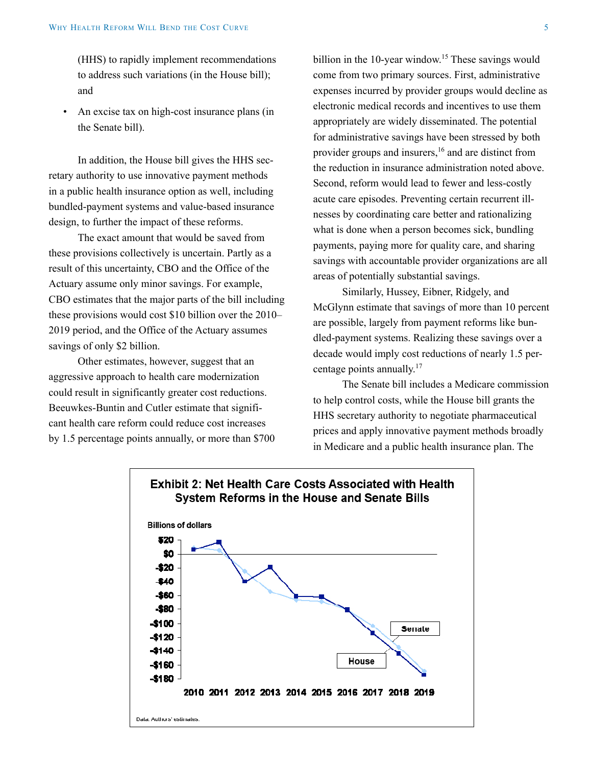(HHS) to rapidly implement recommendations to address such variations (in the House bill); and

- An excise tax on high-cost insurance plans (in the Senate bill).

In addition, the House bill gives the HHS secretary authority to use innovative payment methods in a public health insurance option as well, including bundled-payment systems and value-based insurance design, to further the impact of these reforms.

The exact amount that would be saved from these provisions collectively is uncertain. Partly as a result of this uncertainty, CBO and the Office of the Actuary assume only minor savings. For example, CBO estimates that the major parts of the bill including these provisions would cost $10 billion over the 2010–2019 period, and the Office of the Actuary assumes savings of only $2 billion.

Other estimates, however, suggest that an aggressive approach to health care modernization could result in significantly greater cost reductions. Beeuwkes-Buntin and Cutler estimate that significant health care reform could reduce cost increases by 1.5 percentage points annually, or more than $700 billion in the 10-year window.[15] These savings would come from two primary sources. First, administrative expenses incurred by provider groups would decline as electronic medical records and incentives to use them appropriately are widely disseminated. The potential for administrative savings have been stressed by both provider groups and insurers,[16] and are distinct from the reduction in insurance administration noted above. Second, reform would lead to fewer and less-costly acute care episodes. Preventing certain recurrent illnesses by coordinating care better and rationalizing what is done when a person becomes sick, bundling payments, paying more for quality care, and sharing savings with accountable provider organizations are all areas of potentially substantial savings.

Similarly, Hussey, Eibner, Ridgely, and McGlynn estimate that savings of more than 10 percent are possible, largely from payment reforms like bundled-payment systems. Realizing these savings over a decade would imply cost reductions of nearly 1.5 percentage points annually.[17]

The Senate bill includes a Medicare commission to help control costs, while the House bill grants the HHS secretary authority to negotiate pharmaceutical prices and apply innovative payment methods broadly in Medicare and a public health insurance plan. The

**Exhibit 2: Net Health Care Costs Associated with Health System Reforms in the House and Senate Bills**

Billions of dollars

Data: Authors' estimates.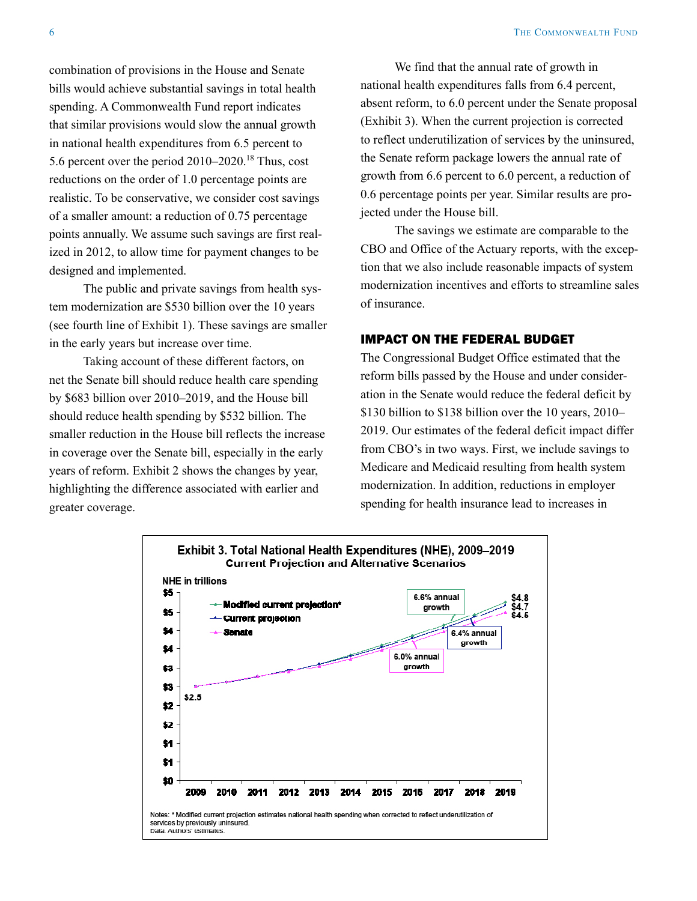combination of provisions in the House and Senate bills would achieve substantial savings in total health spending. A Commonwealth Fund report indicates that similar provisions would slow the annual growth in national health expenditures from 6.5 percent to 5.6 percent over the period 2010–2020.[18] Thus, cost reductions on the order of 1.0 percentage points are realistic. To be conservative, we consider cost savings of a smaller amount: a reduction of 0.75 percentage points annually. We assume such savings are first realized in 2012, to allow time for payment changes to be designed and implemented.

The public and private savings from health system modernization are $530 billion over the 10 years (see fourth line of Exhibit 1). These savings are smaller in the early years but increase over time.

Taking account of these different factors, on net the Senate bill should reduce health care spending by $683 billion over 2010–2019, and the House bill should reduce health spending by $532 billion. The smaller reduction in the House bill reflects the increase in coverage over the Senate bill, especially in the early years of reform. Exhibit 2 shows the changes by year, highlighting the difference associated with earlier and greater coverage.

We find that the annual rate of growth in national health expenditures falls from 6.4 percent, absent reform, to 6.0 percent under the Senate proposal (Exhibit 3). When the current projection is corrected to reflect underutilization of services by the uninsured, the Senate reform package lowers the annual rate of growth from 6.6 percent to 6.0 percent, a reduction of 0.6 percentage points per year. Similar results are projected under the House bill.

The savings we estimate are comparable to the CBO and Office of the Actuary reports, with the exception that we also include reasonable impacts of system modernization incentives and efforts to streamline sales of insurance.

## IMPACT ON THE FEDERAL BUDGET

The Congressional Budget Office estimated that the reform bills passed by the House and under consideration in the Senate would reduce the federal deficit by $130 billion to $138 billion over the 10 years, 2010–2019. Our estimates of the federal deficit impact differ from CBO's in two ways. First, we include savings to Medicare and Medicaid resulting from health system modernization. In addition, reductions in employer spending for health insurance lead to increases in

**Exhibit 3. Total National Health Expenditures (NHE), 2009–2019**
**Current Projection and Alternative Scenarios**

NHE in trillions

$5
$5
$4
$4
$3
$3
$2
$2
$1
$1
$0

2009 2010 2011 2012 2013 2014 2015 2016 2017 2018 2019

Modified current projection*
Current projection
Senate

$2.5

6.6% annual growth
6.4% annual growth
6.0% annual growth

$4.8
$4.7
$4.6

Notes: * Modified current projection estimates national health spending when corrected to reflect underutilization of services by previously uninsured.
Data: Authors' estimates.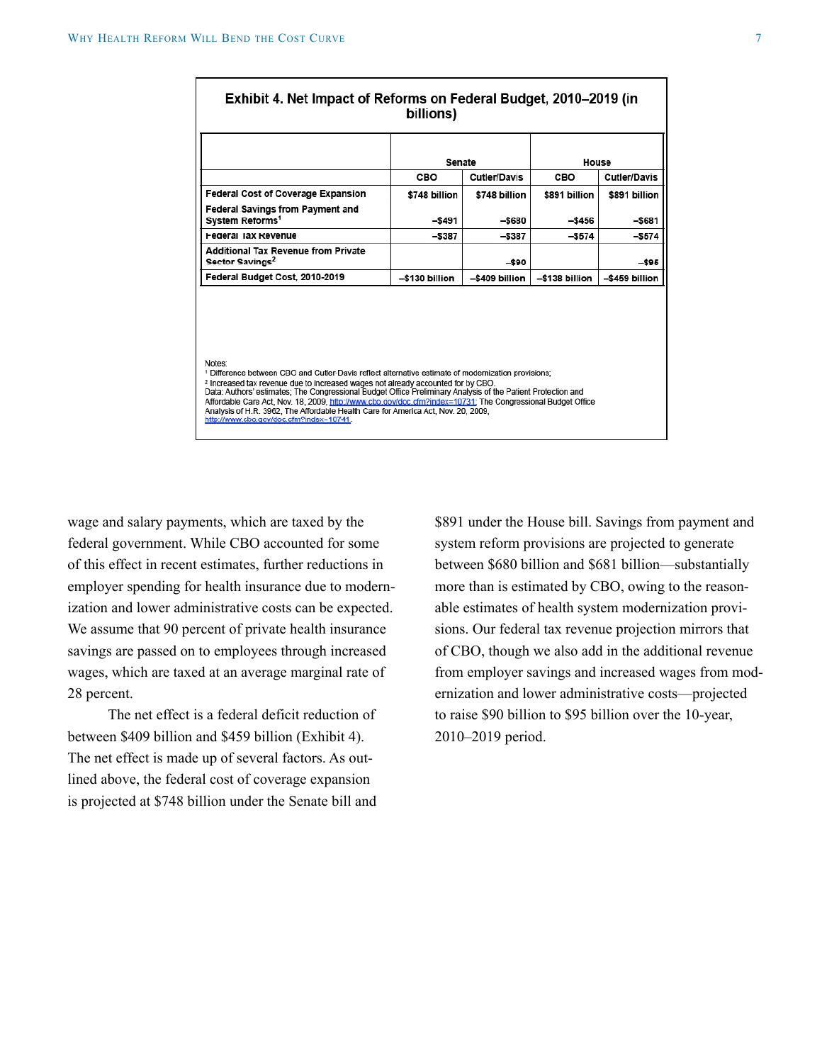**Exhibit 4. Net Impact of Reforms on Federal Budget, 2010–2019 (in billions)**

| | Senate | | House | |
|---|---|---|---|---|
| | CBO | Cutler/Davis | CBO | Cutler/Davis |
| Federal Cost of Coverage Expansion | $748 billion | $748 billion | $891 billion | $891 billion |
| Federal Savings from Payment and System Reforms[1] | –$491 | –$680 | –$456 | –$681 |
| Federal Tax Revenue | –$387 | –$387 | –$574 | –$574 |
| Additional Tax Revenue from Private Sector Savings[2] | | –$90 | | –$95 |
| Federal Budget Cost, 2010-2019 | –$130 billion | –$409 billion | –$138 billion | –$459 billion |

Notes:
[1] Difference between CBO and Cutler-Davis reflect alternative estimate of modernization provisions;
[2] Increased tax revenue due to increased wages not already accounted for by CBO.
Data: Authors' estimates; The Congressional Budget Office Preliminary Analysis of the Patient Protection and Affordable Care Act, Nov. 18, 2009, http://www.cbo.gov/doc.cfm?index=10731; The Congressional Budget Office Analysis of H.R. 3962, The Affordable Health Care for America Act, Nov. 20, 2009, http://www.cbo.gov/doc.cfm?index=10741.

wage and salary payments, which are taxed by the federal government. While CBO accounted for some of this effect in recent estimates, further reductions in employer spending for health insurance due to modernization and lower administrative costs can be expected. We assume that 90 percent of private health insurance savings are passed on to employees through increased wages, which are taxed at an average marginal rate of 28 percent.

The net effect is a federal deficit reduction of between $409 billion and $459 billion (Exhibit 4). The net effect is made up of several factors. As outlined above, the federal cost of coverage expansion is projected at $748 billion under the Senate bill and $891 under the House bill. Savings from payment and system reform provisions are projected to generate between $680 billion and $681 billion—substantially more than is estimated by CBO, owing to the reasonable estimates of health system modernization provisions. Our federal tax revenue projection mirrors that of CBO, though we also add in the additional revenue from employer savings and increased wages from modernization and lower administrative costs—projected to raise $90 billion to $95 billion over the 10-year, 2010–2019 period.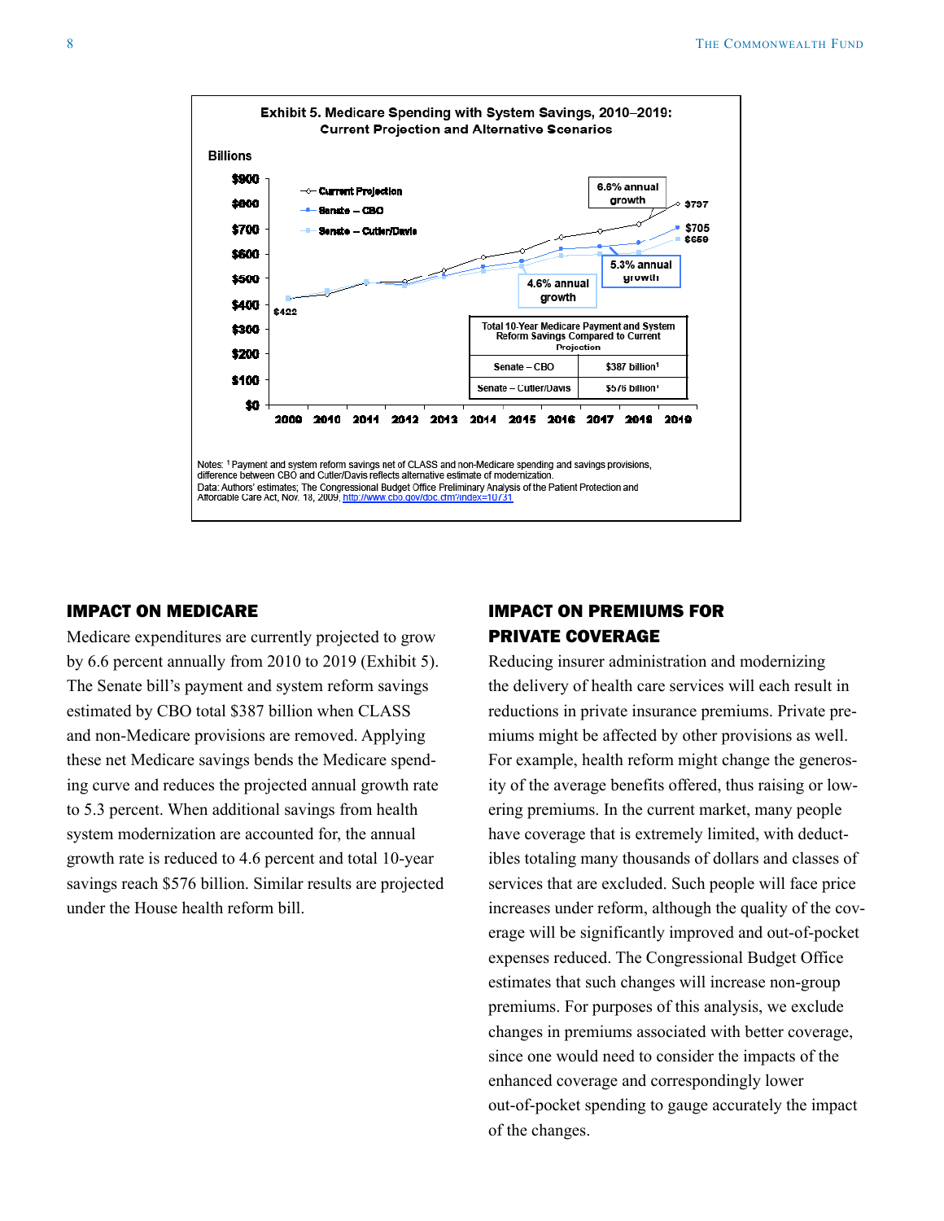**Exhibit 5. Medicare Spending with System Savings, 2010–2019: Current Projection and Alternative Scenarios**

Billions

$900
$800
$700
$600
$500
$400
$300
$200
$100
$0

2009 2010 2011 2012 2013 2014 2015 2016 2017 2018 2019

Current Projection
Senate – CBO
Senate – Cutler/Davis

$422
$797
$705
$659

6.6% annual growth
5.3% annual growth
4.6% annual growth

| Total 10-Year Medicare Payment and System Reform Savings Compared to Current Projection | |
|---|---|
| Senate – CBO | $387 billion[1] |
| Senate – Cutler/Davis | $576 billion[1] |

Notes: [1] Payment and system reform savings net of CLASS and non-Medicare spending and savings provisions, difference between CBO and Cutler/Davis reflects alternative estimate of modernization.
Data: Authors' estimates; The Congressional Budget Office Preliminary Analysis of the Patient Protection and Affordable Care Act, Nov. 18, 2009, http://www.cbo.gov/doc.cfm?index=10731

## IMPACT ON MEDICARE

Medicare expenditures are currently projected to grow by 6.6 percent annually from 2010 to 2019 (Exhibit 5). The Senate bill's payment and system reform savings estimated by CBO total $387 billion when CLASS and non-Medicare provisions are removed. Applying these net Medicare savings bends the Medicare spending curve and reduces the projected annual growth rate to 5.3 percent. When additional savings from health system modernization are accounted for, the annual growth rate is reduced to 4.6 percent and total 10-year savings reach $576 billion. Similar results are projected under the House health reform bill.

## IMPACT ON PREMIUMS FOR PRIVATE COVERAGE

Reducing insurer administration and modernizing the delivery of health care services will each result in reductions in private insurance premiums. Private premiums might be affected by other provisions as well. For example, health reform might change the generosity of the average benefits offered, thus raising or lowering premiums. In the current market, many people have coverage that is extremely limited, with deductibles totaling many thousands of dollars and classes of services that are excluded. Such people will face price increases under reform, although the quality of the coverage will be significantly improved and out-of-pocket expenses reduced. The Congressional Budget Office estimates that such changes will increase non-group premiums. For purposes of this analysis, we exclude changes in premiums associated with better coverage, since one would need to consider the impacts of the enhanced coverage and correspondingly lower out-of-pocket spending to gauge accurately the impact of the changes.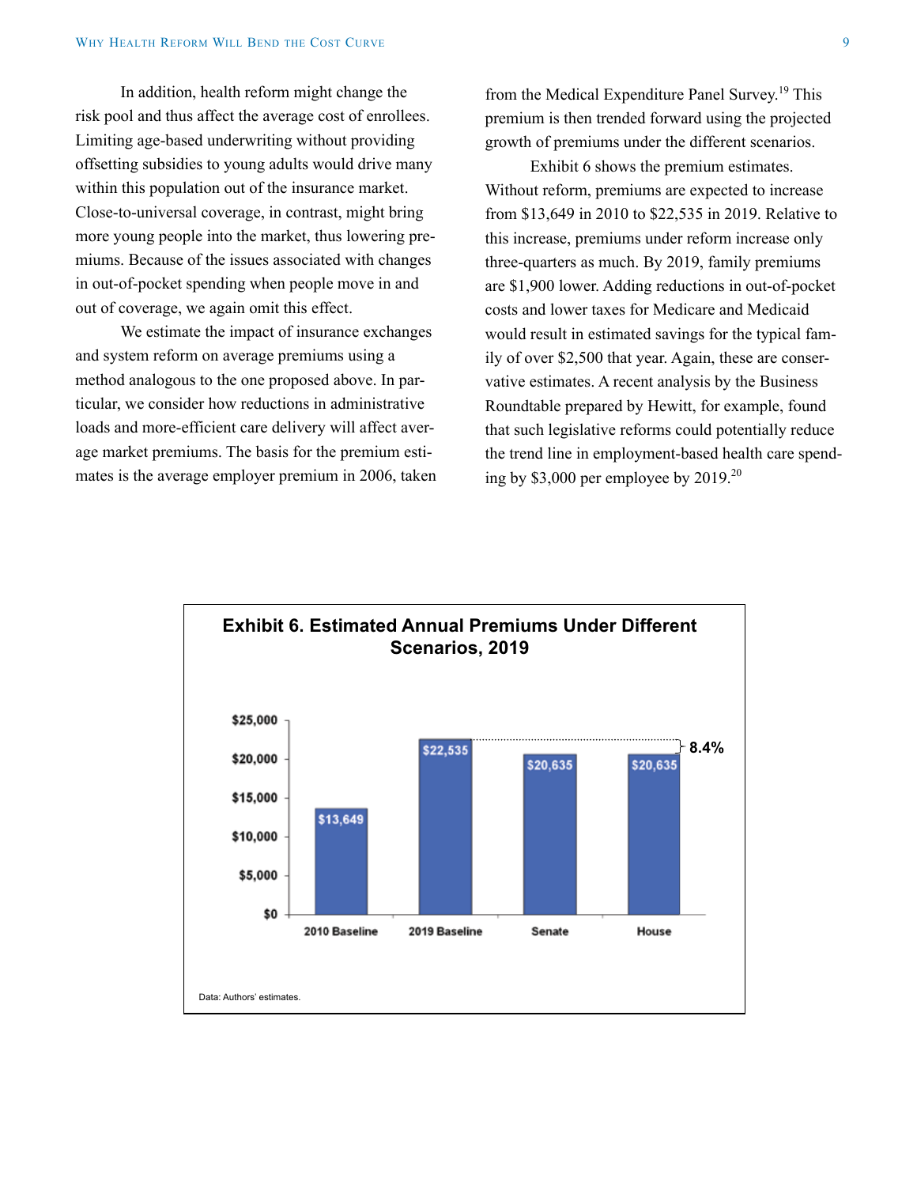In addition, health reform might change the risk pool and thus affect the average cost of enrollees. Limiting age-based underwriting without providing offsetting subsidies to young adults would drive many within this population out of the insurance market. Close-to-universal coverage, in contrast, might bring more young people into the market, thus lowering premiums. Because of the issues associated with changes in out-of-pocket spending when people move in and out of coverage, we again omit this effect.

We estimate the impact of insurance exchanges and system reform on average premiums using a method analogous to the one proposed above. In particular, we consider how reductions in administrative loads and more-efficient care delivery will affect average market premiums. The basis for the premium estimates is the average employer premium in 2006, taken from the Medical Expenditure Panel Survey.[19] This premium is then trended forward using the projected growth of premiums under the different scenarios.

Exhibit 6 shows the premium estimates. Without reform, premiums are expected to increase from $13,649 in 2010 to $22,535 in 2019. Relative to this increase, premiums under reform increase only three-quarters as much. By 2019, family premiums are $1,900 lower. Adding reductions in out-of-pocket costs and lower taxes for Medicare and Medicaid would result in estimated savings for the typical family of over $2,500 that year. Again, these are conservative estimates. A recent analysis by the Business Roundtable prepared by Hewitt, for example, found that such legislative reforms could potentially reduce the trend line in employment-based health care spending by $3,000 per employee by 2019.[20]

**Exhibit 6. Estimated Annual Premiums Under Different Scenarios, 2019**

$25,000
$20,000
$15,000
$10,000
$5,000
$0

2010 Baseline: $13,649
2019 Baseline: $22,535
Senate: $20,635
House: $20,635

8.4%

Data: Authors' estimates.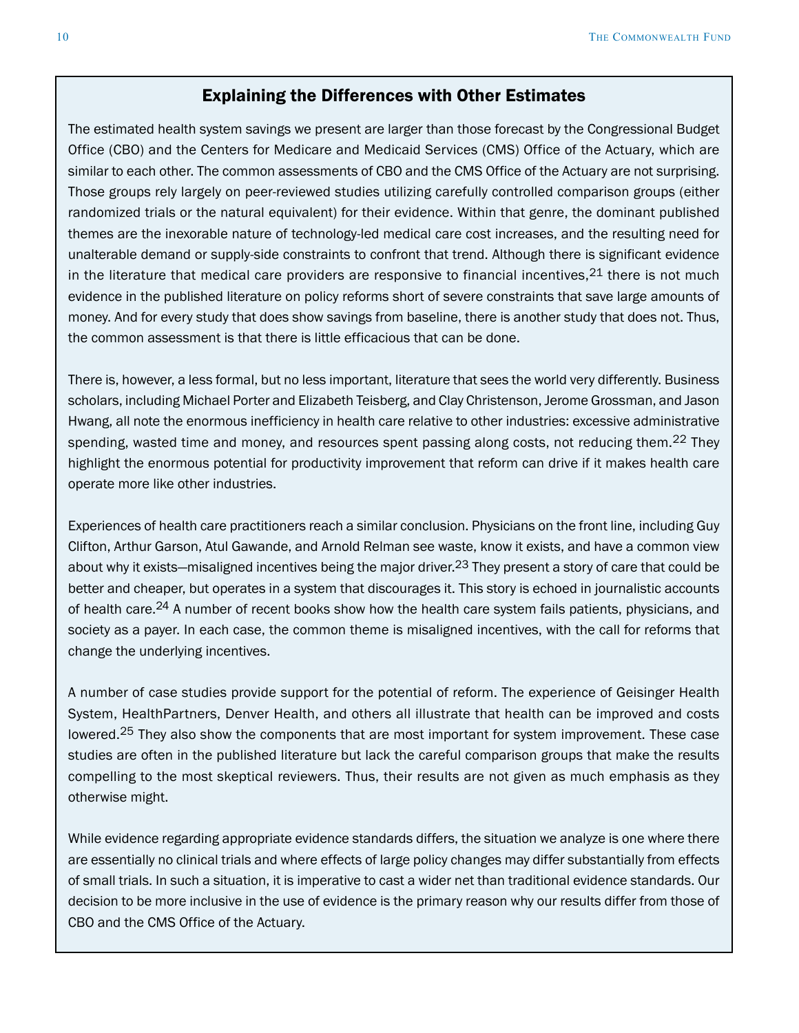## Explaining the Differences with Other Estimates

The estimated health system savings we present are larger than those forecast by the Congressional Budget Office (CBO) and the Centers for Medicare and Medicaid Services (CMS) Office of the Actuary, which are similar to each other. The common assessments of CBO and the CMS Office of the Actuary are not surprising. Those groups rely largely on peer-reviewed studies utilizing carefully controlled comparison groups (either randomized trials or the natural equivalent) for their evidence. Within that genre, the dominant published themes are the inexorable nature of technology-led medical care cost increases, and the resulting need for unalterable demand or supply-side constraints to confront that trend. Although there is significant evidence in the literature that medical care providers are responsive to financial incentives,[21] there is not much evidence in the published literature on policy reforms short of severe constraints that save large amounts of money. And for every study that does show savings from baseline, there is another study that does not. Thus, the common assessment is that there is little efficacious that can be done.

There is, however, a less formal, but no less important, literature that sees the world very differently. Business scholars, including Michael Porter and Elizabeth Teisberg, and Clay Christenson, Jerome Grossman, and Jason Hwang, all note the enormous inefficiency in health care relative to other industries: excessive administrative spending, wasted time and money, and resources spent passing along costs, not reducing them.[22] They highlight the enormous potential for productivity improvement that reform can drive if it makes health care operate more like other industries.

Experiences of health care practitioners reach a similar conclusion. Physicians on the front line, including Guy Clifton, Arthur Garson, Atul Gawande, and Arnold Relman see waste, know it exists, and have a common view about why it exists—misaligned incentives being the major driver.[23] They present a story of care that could be better and cheaper, but operates in a system that discourages it. This story is echoed in journalistic accounts of health care.[24] A number of recent books show how the health care system fails patients, physicians, and society as a payer. In each case, the common theme is misaligned incentives, with the call for reforms that change the underlying incentives.

A number of case studies provide support for the potential of reform. The experience of Geisinger Health System, HealthPartners, Denver Health, and others all illustrate that health can be improved and costs lowered.[25] They also show the components that are most important for system improvement. These case studies are often in the published literature but lack the careful comparison groups that make the results compelling to the most skeptical reviewers. Thus, their results are not given as much emphasis as they otherwise might.

While evidence regarding appropriate evidence standards differs, the situation we analyze is one where there are essentially no clinical trials and where effects of large policy changes may differ substantially from effects of small trials. In such a situation, it is imperative to cast a wider net than traditional evidence standards. Our decision to be more inclusive in the use of evidence is the primary reason why our results differ from those of CBO and the CMS Office of the Actuary.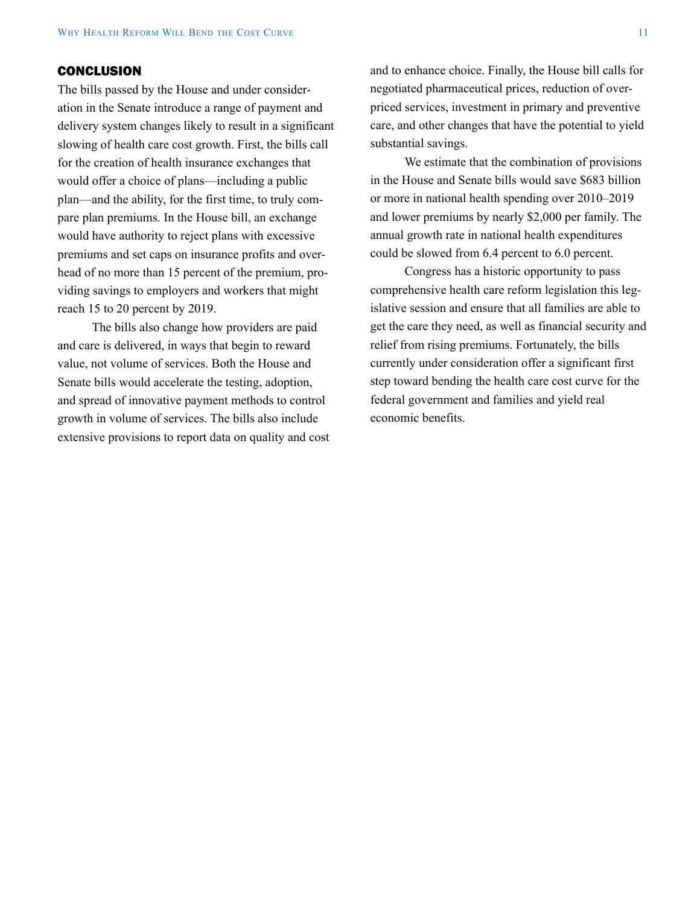## CONCLUSION

The bills passed by the House and under consideration in the Senate introduce a range of payment and delivery system changes likely to result in a significant slowing of health care cost growth. First, the bills call for the creation of health insurance exchanges that would offer a choice of plans—including a public plan—and the ability, for the first time, to truly compare plan premiums. In the House bill, an exchange would have authority to reject plans with excessive premiums and set caps on insurance profits and overhead of no more than 15 percent of the premium, providing savings to employers and workers that might reach 15 to 20 percent by 2019.

The bills also change how providers are paid and care is delivered, in ways that begin to reward value, not volume of services. Both the House and Senate bills would accelerate the testing, adoption, and spread of innovative payment methods to control growth in volume of services. The bills also include extensive provisions to report data on quality and cost and to enhance choice. Finally, the House bill calls for negotiated pharmaceutical prices, reduction of overpriced services, investment in primary and preventive care, and other changes that have the potential to yield substantial savings.

We estimate that the combination of provisions in the House and Senate bills would save $683 billion or more in national health spending over 2010–2019 and lower premiums by nearly $2,000 per family. The annual growth rate in national health expenditures could be slowed from 6.4 percent to 6.0 percent.

Congress has a historic opportunity to pass comprehensive health care reform legislation this legislative session and ensure that all families are able to get the care they need, as well as financial security and relief from rising premiums. Fortunately, the bills currently under consideration offer a significant first step toward bending the health care cost curve for the federal government and families and yield real economic benefits.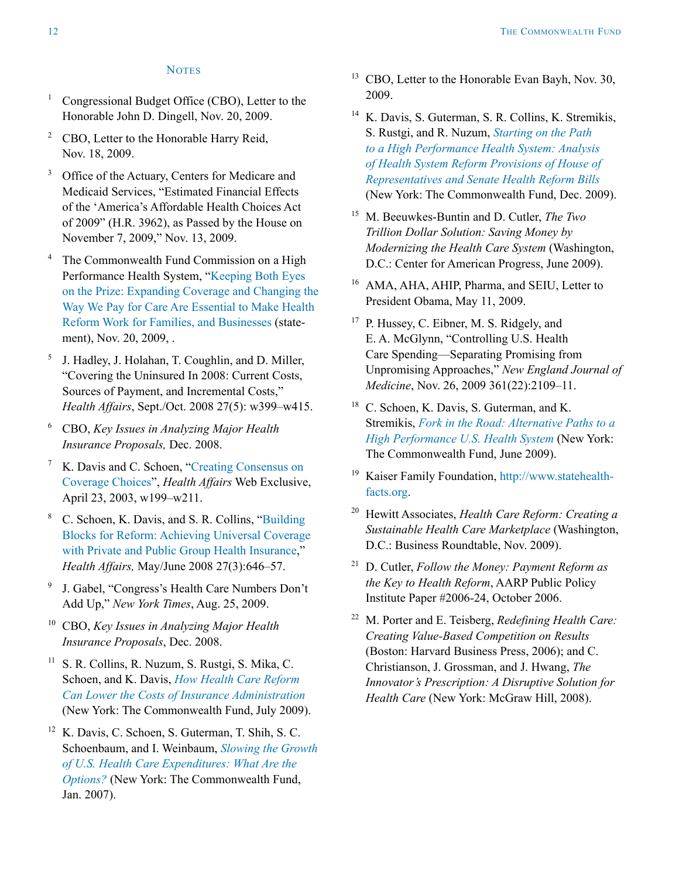## Notes

1. Congressional Budget Office (CBO), Letter to the Honorable John D. Dingell, Nov. 20, 2009.

2. CBO, Letter to the Honorable Harry Reid, Nov. 18, 2009.

3. Office of the Actuary, Centers for Medicare and Medicaid Services, "Estimated Financial Effects of the 'America's Affordable Health Choices Act of 2009" (H.R. 3962), as Passed by the House on November 7, 2009," Nov. 13, 2009.

4. The Commonwealth Fund Commission on a High Performance Health System, "Keeping Both Eyes on the Prize: Expanding Coverage and Changing the Way We Pay for Care Are Essential to Make Health Reform Work for Families, and Businesses (statement), Nov. 20, 2009, .

5. J. Hadley, J. Holahan, T. Coughlin, and D. Miller, "Covering the Uninsured In 2008: Current Costs, Sources of Payment, and Incremental Costs," *Health Affairs*, Sept./Oct. 2008 27(5): w399–w415.

6. CBO, *Key Issues in Analyzing Major Health Insurance Proposals,* Dec. 2008.

7. K. Davis and C. Schoen, "Creating Consensus on Coverage Choices", *Health Affairs* Web Exclusive, April 23, 2003, w199–w211.

8. C. Schoen, K. Davis, and S. R. Collins, "Building Blocks for Reform: Achieving Universal Coverage with Private and Public Group Health Insurance," *Health Affairs,* May/June 2008 27(3):646–57.

9. J. Gabel, "Congress's Health Care Numbers Don't Add Up," *New York Times*, Aug. 25, 2009.

10. CBO, *Key Issues in Analyzing Major Health Insurance Proposals*, Dec. 2008.

11. S. R. Collins, R. Nuzum, S. Rustgi, S. Mika, C. Schoen, and K. Davis, *How Health Care Reform Can Lower the Costs of Insurance Administration* (New York: The Commonwealth Fund, July 2009).

12. K. Davis, C. Schoen, S. Guterman, T. Shih, S. C. Schoenbaum, and I. Weinbaum, *Slowing the Growth of U.S. Health Care Expenditures: What Are the Options?* (New York: The Commonwealth Fund, Jan. 2007).

13. CBO, Letter to the Honorable Evan Bayh, Nov. 30, 2009.

14. K. Davis, S. Guterman, S. R. Collins, K. Stremikis, S. Rustgi, and R. Nuzum, *Starting on the Path to a High Performance Health System: Analysis of Health System Reform Provisions of House of Representatives and Senate Health Reform Bills* (New York: The Commonwealth Fund, Dec. 2009).

15. M. Beeuwkes-Buntin and D. Cutler, *The Two Trillion Dollar Solution: Saving Money by Modernizing the Health Care System* (Washington, D.C.: Center for American Progress, June 2009).

16. AMA, AHA, AHIP, Pharma, and SEIU, Letter to President Obama, May 11, 2009.

17. P. Hussey, C. Eibner, M. S. Ridgely, and E. A. McGlynn, "Controlling U.S. Health Care Spending—Separating Promising from Unpromising Approaches," *New England Journal of Medicine*, Nov. 26, 2009 361(22):2109–11.

18. C. Schoen, K. Davis, S. Guterman, and K. Stremikis, *Fork in the Road: Alternative Paths to a High Performance U.S. Health System* (New York: The Commonwealth Fund, June 2009).

19. Kaiser Family Foundation, http://www.statehealthfacts.org.

20. Hewitt Associates, *Health Care Reform: Creating a Sustainable Health Care Marketplace* (Washington, D.C.: Business Roundtable, Nov. 2009).

21. D. Cutler, *Follow the Money: Payment Reform as the Key to Health Reform*, AARP Public Policy Institute Paper #2006-24, October 2006.

22. M. Porter and E. Teisberg, *Redefining Health Care: Creating Value-Based Competition on Results* (Boston: Harvard Business Press, 2006); and C. Christianson, J. Grossman, and J. Hwang, *The Innovator's Prescription: A Disruptive Solution for Health Care* (New York: McGraw Hill, 2008).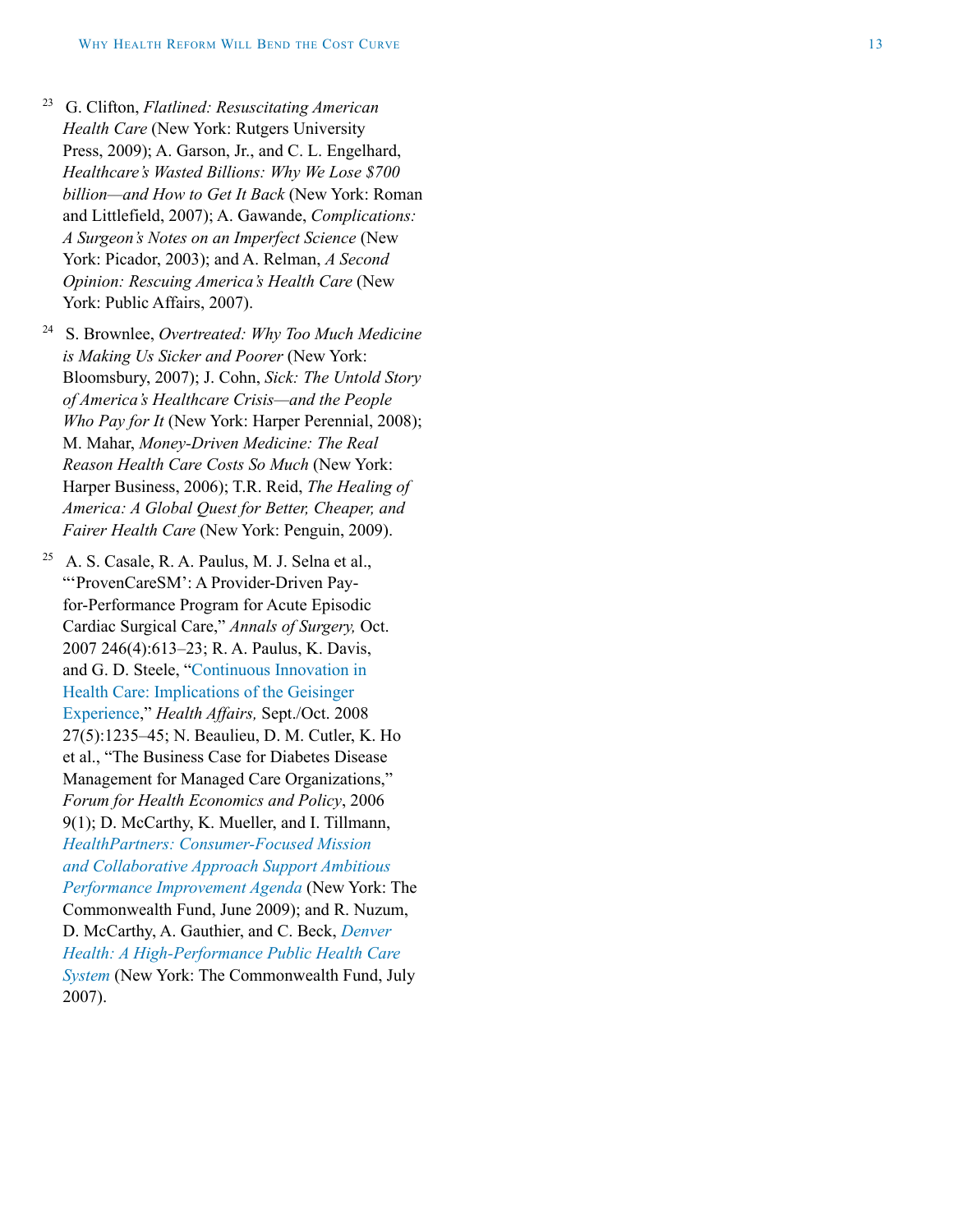[23] G. Clifton, *Flatlined: Resuscitating American Health Care* (New York: Rutgers University Press, 2009); A. Garson, Jr., and C. L. Engelhard, *Healthcare's Wasted Billions: Why We Lose $700 billion—and How to Get It Back* (New York: Roman and Littlefield, 2007); A. Gawande, *Complications: A Surgeon's Notes on an Imperfect Science* (New York: Picador, 2003); and A. Relman, *A Second Opinion: Rescuing America's Health Care* (New York: Public Affairs, 2007).

[24] S. Brownlee, *Overtreated: Why Too Much Medicine is Making Us Sicker and Poorer* (New York: Bloomsbury, 2007); J. Cohn, *Sick: The Untold Story of America's Healthcare Crisis—and the People Who Pay for It* (New York: Harper Perennial, 2008); M. Mahar, *Money-Driven Medicine: The Real Reason Health Care Costs So Much* (New York: Harper Business, 2006); T.R. Reid, *The Healing of America: A Global Quest for Better, Cheaper, and Fairer Health Care* (New York: Penguin, 2009).

[25] A. S. Casale, R. A. Paulus, M. J. Selna et al., "'ProvenCareSM': A Provider-Driven Pay-for-Performance Program for Acute Episodic Cardiac Surgical Care," *Annals of Surgery,* Oct. 2007 246(4):613–23; R. A. Paulus, K. Davis, and G. D. Steele, "Continuous Innovation in Health Care: Implications of the Geisinger Experience," *Health Affairs,* Sept./Oct. 2008 27(5):1235–45; N. Beaulieu, D. M. Cutler, K. Ho et al., "The Business Case for Diabetes Disease Management for Managed Care Organizations," *Forum for Health Economics and Policy*, 2006 9(1); D. McCarthy, K. Mueller, and I. Tillmann, *HealthPartners: Consumer-Focused Mission and Collaborative Approach Support Ambitious Performance Improvement Agenda* (New York: The Commonwealth Fund, June 2009); and R. Nuzum, D. McCarthy, A. Gauthier, and C. Beck, *Denver Health: A High-Performance Public Health Care System* (New York: The Commonwealth Fund, July 2007).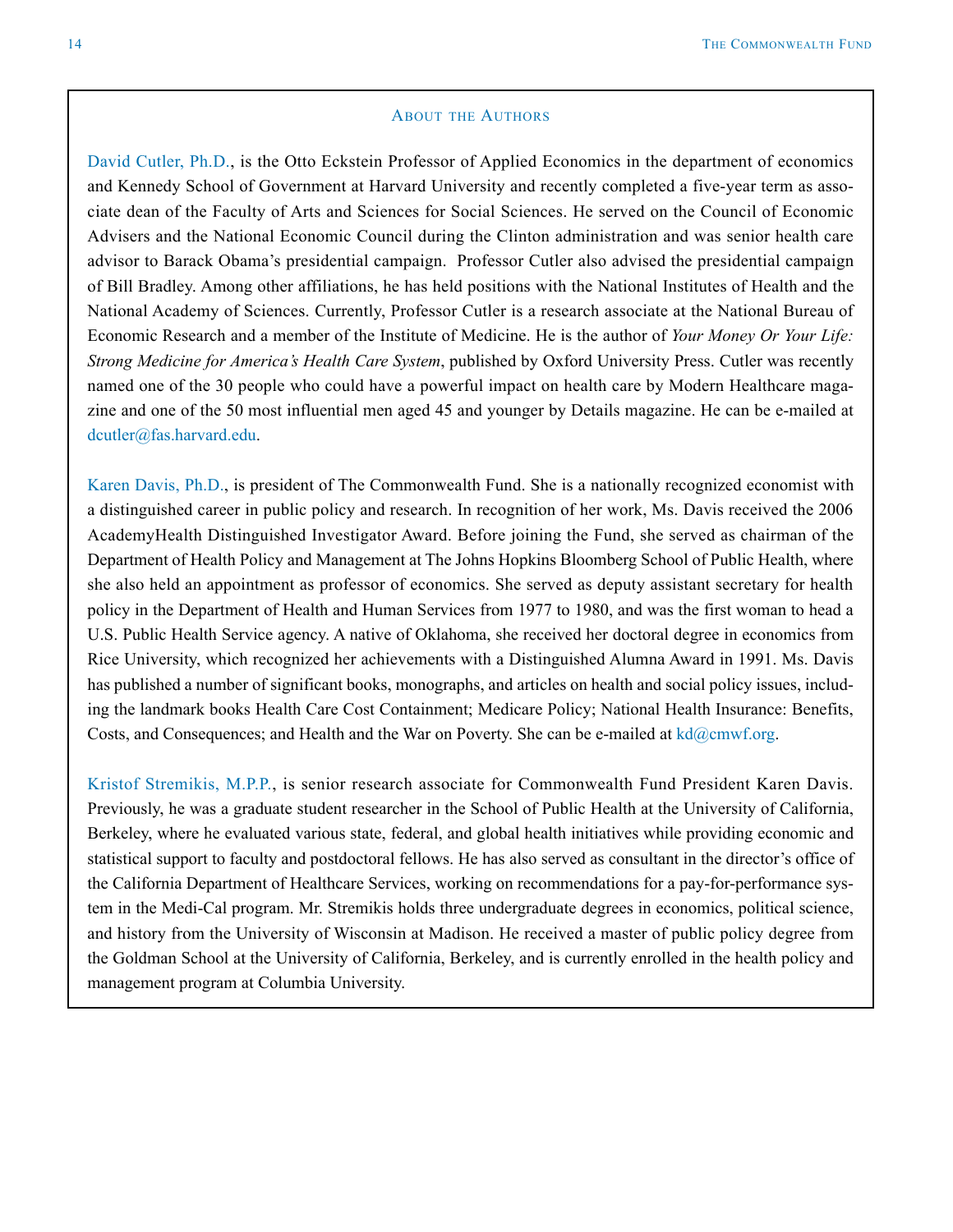## About the Authors

David Cutler, Ph.D., is the Otto Eckstein Professor of Applied Economics in the department of economics and Kennedy School of Government at Harvard University and recently completed a five-year term as associate dean of the Faculty of Arts and Sciences for Social Sciences. He served on the Council of Economic Advisers and the National Economic Council during the Clinton administration and was senior health care advisor to Barack Obama's presidential campaign. Professor Cutler also advised the presidential campaign of Bill Bradley. Among other affiliations, he has held positions with the National Institutes of Health and the National Academy of Sciences. Currently, Professor Cutler is a research associate at the National Bureau of Economic Research and a member of the Institute of Medicine. He is the author of *Your Money Or Your Life: Strong Medicine for America's Health Care System*, published by Oxford University Press. Cutler was recently named one of the 30 people who could have a powerful impact on health care by Modern Healthcare magazine and one of the 50 most influential men aged 45 and younger by Details magazine. He can be e-mailed at dcutler@fas.harvard.edu.

Karen Davis, Ph.D., is president of The Commonwealth Fund. She is a nationally recognized economist with a distinguished career in public policy and research. In recognition of her work, Ms. Davis received the 2006 AcademyHealth Distinguished Investigator Award. Before joining the Fund, she served as chairman of the Department of Health Policy and Management at The Johns Hopkins Bloomberg School of Public Health, where she also held an appointment as professor of economics. She served as deputy assistant secretary for health policy in the Department of Health and Human Services from 1977 to 1980, and was the first woman to head a U.S. Public Health Service agency. A native of Oklahoma, she received her doctoral degree in economics from Rice University, which recognized her achievements with a Distinguished Alumna Award in 1991. Ms. Davis has published a number of significant books, monographs, and articles on health and social policy issues, including the landmark books Health Care Cost Containment; Medicare Policy; National Health Insurance: Benefits, Costs, and Consequences; and Health and the War on Poverty. She can be e-mailed at kd@cmwf.org.

Kristof Stremikis, M.P.P., is senior research associate for Commonwealth Fund President Karen Davis. Previously, he was a graduate student researcher in the School of Public Health at the University of California, Berkeley, where he evaluated various state, federal, and global health initiatives while providing economic and statistical support to faculty and postdoctoral fellows. He has also served as consultant in the director's office of the California Department of Healthcare Services, working on recommendations for a pay-for-performance system in the Medi-Cal program. Mr. Stremikis holds three undergraduate degrees in economics, political science, and history from the University of Wisconsin at Madison. He received a master of public policy degree from the Goldman School at the University of California, Berkeley, and is currently enrolled in the health policy and management program at Columbia University.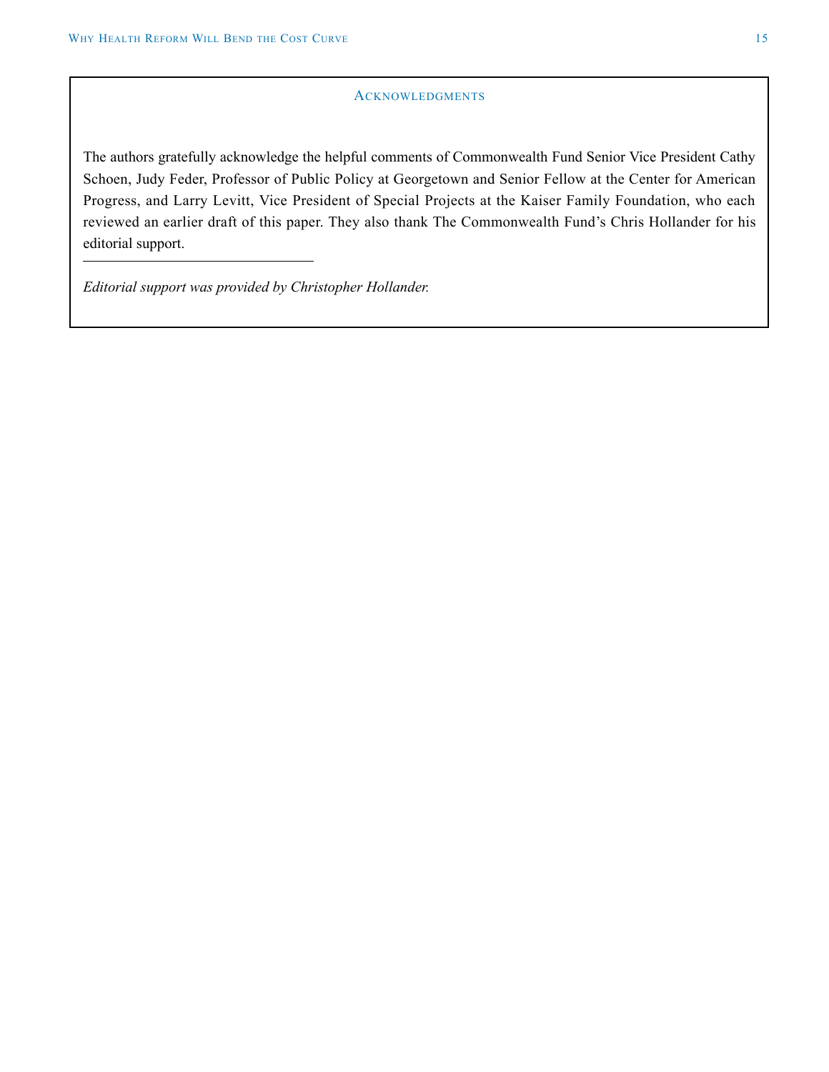## Acknowledgments

The authors gratefully acknowledge the helpful comments of Commonwealth Fund Senior Vice President Cathy Schoen, Judy Feder, Professor of Public Policy at Georgetown and Senior Fellow at the Center for American Progress, and Larry Levitt, Vice President of Special Projects at the Kaiser Family Foundation, who each reviewed an earlier draft of this paper. They also thank The Commonwealth Fund's Chris Hollander for his editorial support.

---

*Editorial support was provided by Christopher Hollander.*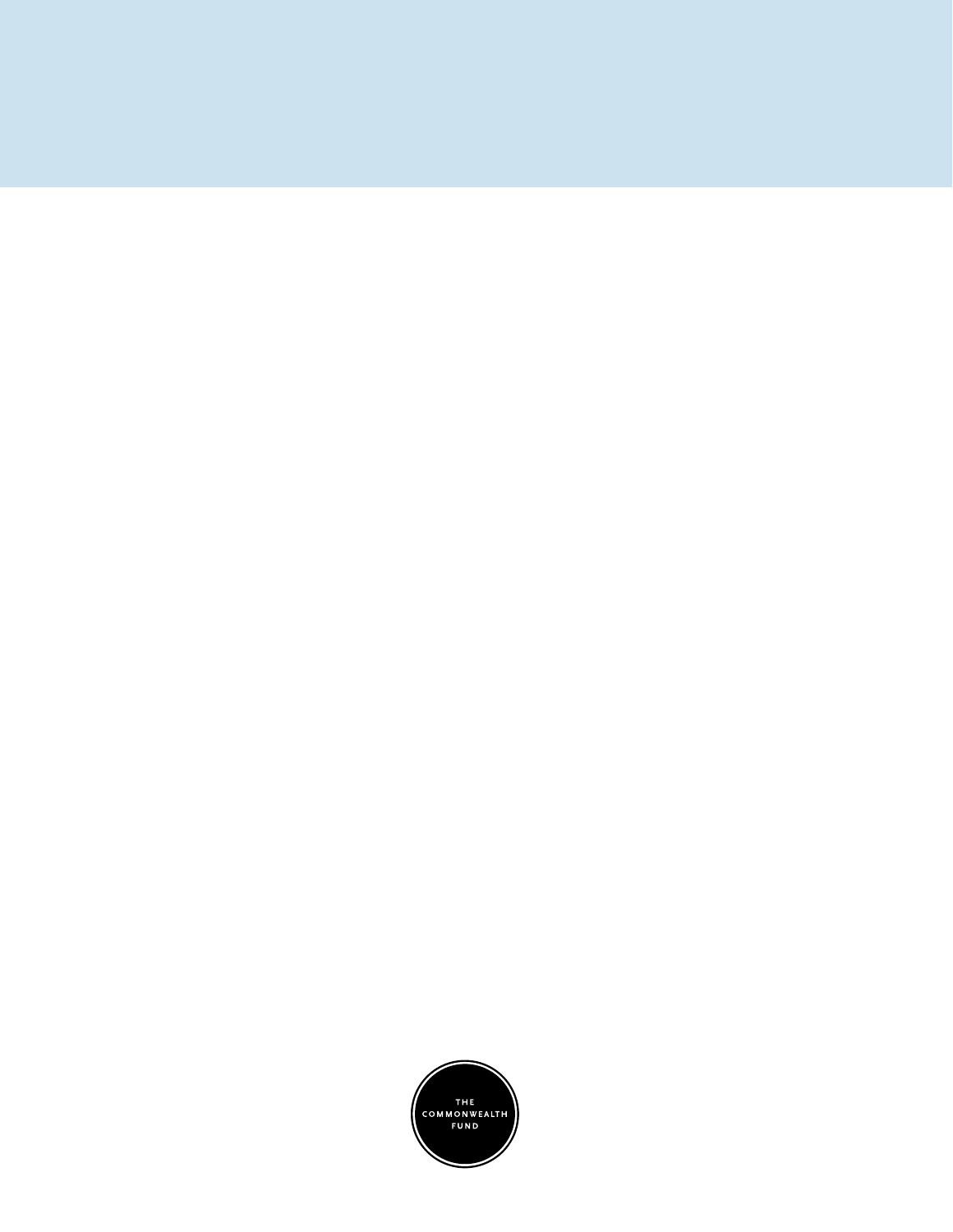THE COMMONWEALTH FUND